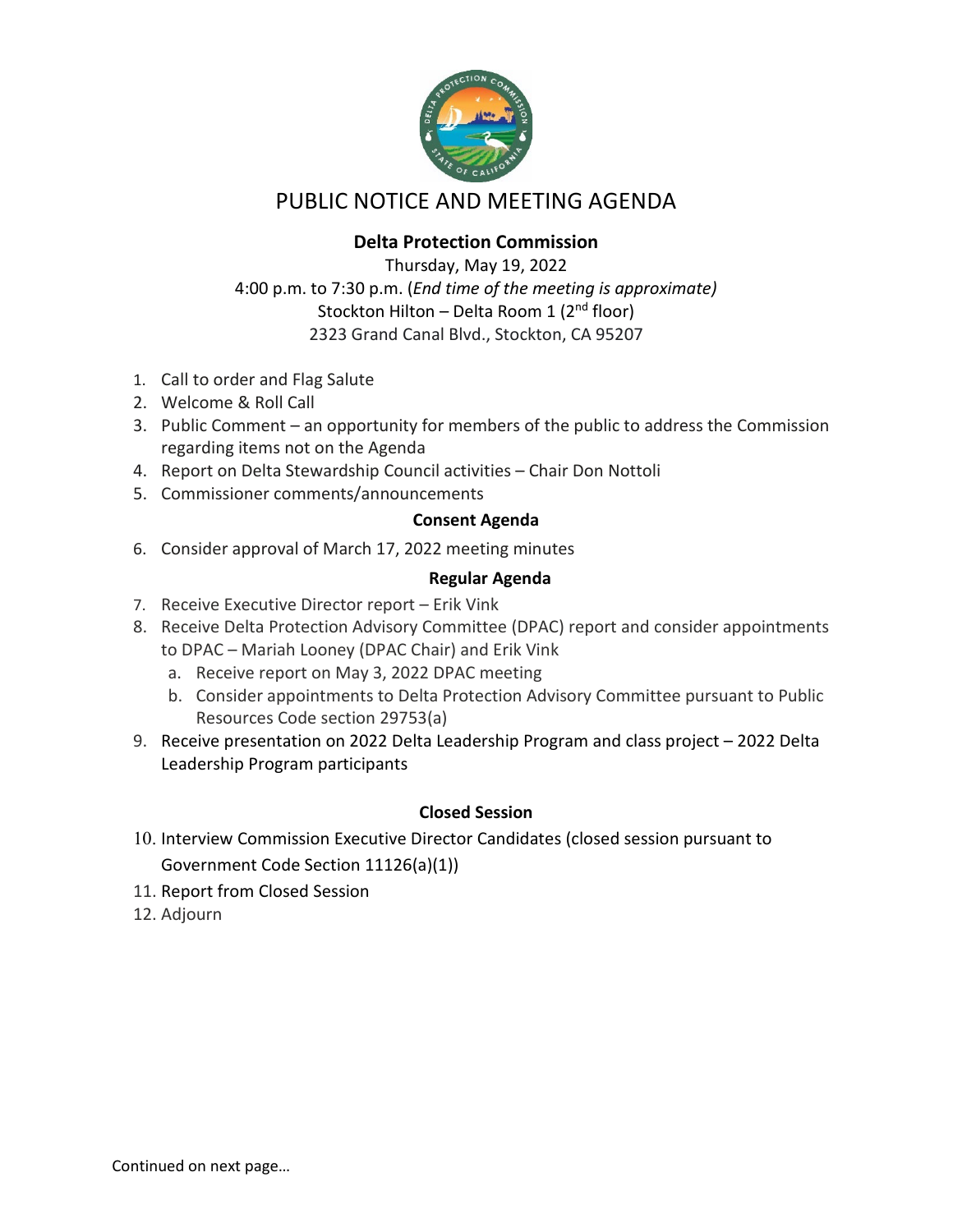# PUBLIC NOTICE AND MEETING AGENDA

**Delta Protection Commission**

Thursday, May 19, 2022
4:00 p.m. to 7:30 p.m. (*End time of the meeting is approximate)*
Stockton Hilton – Delta Room 1 (2nd floor)
2323 Grand Canal Blvd., Stockton, CA 95207

1. Call to order and Flag Salute
2. Welcome & Roll Call
3. Public Comment – an opportunity for members of the public to address the Commission regarding items not on the Agenda
4. Report on Delta Stewardship Council activities – Chair Don Nottoli
5. Commissioner comments/announcements

**Consent Agenda**

6. Consider approval of March 17, 2022 meeting minutes

**Regular Agenda**

7. Receive Executive Director report – Erik Vink
8. Receive Delta Protection Advisory Committee (DPAC) report and consider appointments to DPAC – Mariah Looney (DPAC Chair) and Erik Vink
   a. Receive report on May 3, 2022 DPAC meeting
   b. Consider appointments to Delta Protection Advisory Committee pursuant to Public Resources Code section 29753(a)
9. Receive presentation on 2022 Delta Leadership Program and class project – 2022 Delta Leadership Program participants

**Closed Session**

10. Interview Commission Executive Director Candidates (closed session pursuant to Government Code Section 11126(a)(1))
11. Report from Closed Session
12. Adjourn

Continued on next page…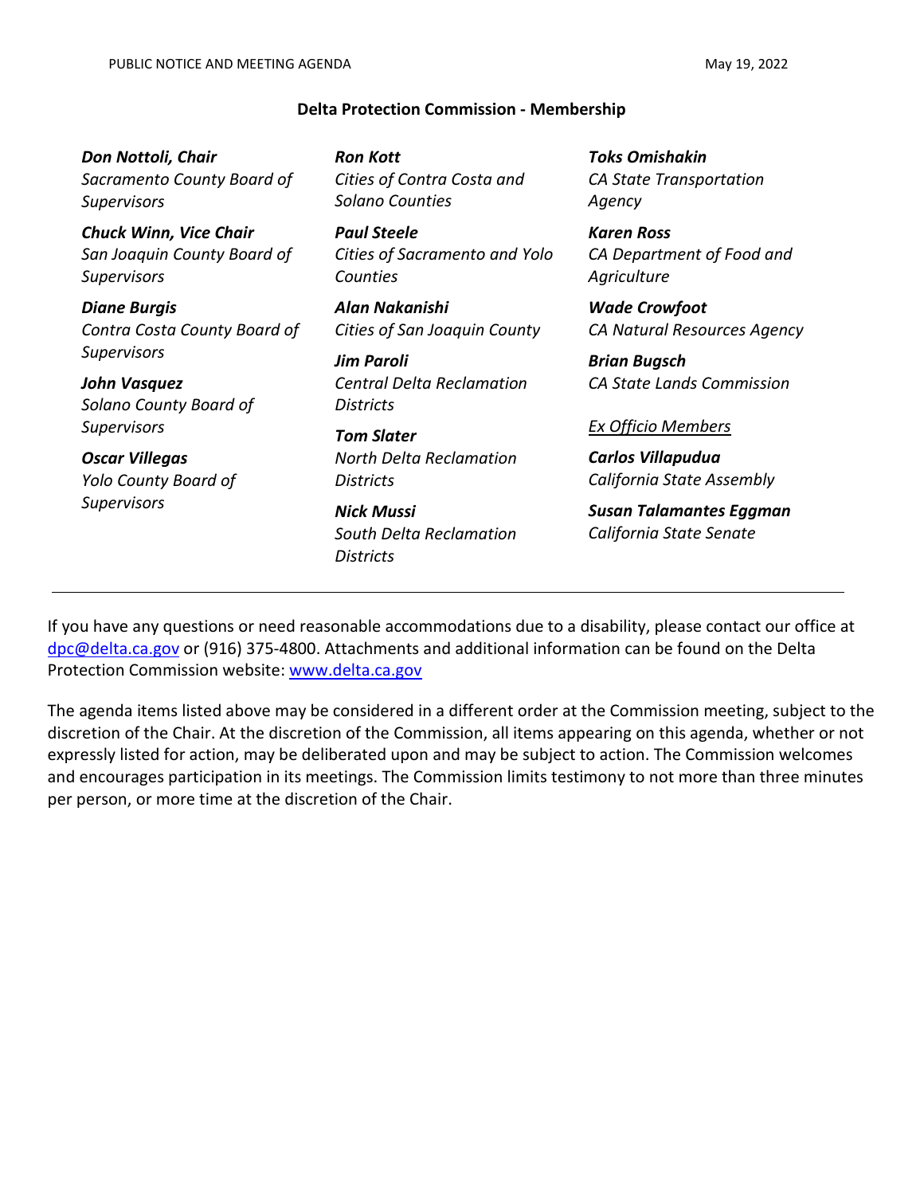### Delta Protection Commission - Membership

***Don Nottoli, Chair***
*Sacramento County Board of Supervisors*

***Chuck Winn, Vice Chair***
*San Joaquin County Board of Supervisors*

***Diane Burgis***
*Contra Costa County Board of Supervisors*

***John Vasquez***
*Solano County Board of Supervisors*

***Oscar Villegas***
*Yolo County Board of Supervisors*

***Ron Kott***
*Cities of Contra Costa and Solano Counties*

***Paul Steele***
*Cities of Sacramento and Yolo Counties*

***Alan Nakanishi***
*Cities of San Joaquin County*

***Jim Paroli***
*Central Delta Reclamation Districts*

***Tom Slater***
*North Delta Reclamation Districts*

***Nick Mussi***
*South Delta Reclamation Districts*

***Toks Omishakin***
*CA State Transportation Agency*

***Karen Ross***
*CA Department of Food and Agriculture*

***Wade Crowfoot***
*CA Natural Resources Agency*

***Brian Bugsch***
*CA State Lands Commission*

*Ex Officio Members*

***Carlos Villapudua***
*California State Assembly*

***Susan Talamantes Eggman***
*California State Senate*

---

If you have any questions or need reasonable accommodations due to a disability, please contact our office at dpc@delta.ca.gov or (916) 375-4800. Attachments and additional information can be found on the Delta Protection Commission website: www.delta.ca.gov

The agenda items listed above may be considered in a different order at the Commission meeting, subject to the discretion of the Chair. At the discretion of the Commission, all items appearing on this agenda, whether or not expressly listed for action, may be deliberated upon and may be subject to action. The Commission welcomes and encourages participation in its meetings. The Commission limits testimony to not more than three minutes per person, or more time at the discretion of the Chair.